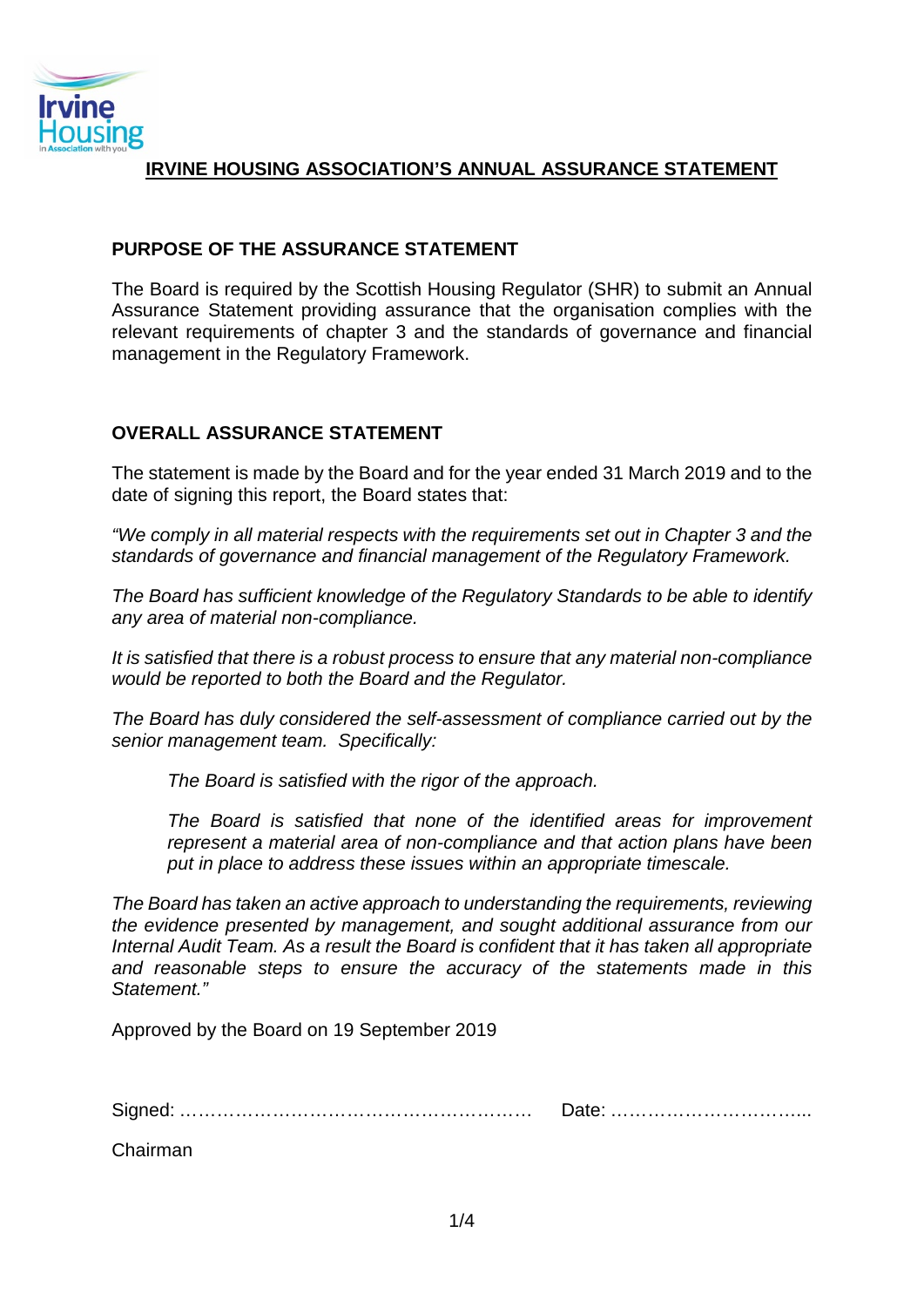# IRVINE HOUSING ASSOCIATION'S ANNUAL ASSURANCE STATEMENT

## PURPOSE OF THE ASSURANCE STATEMENT

The Board is required by the Scottish Housing Regulator (SHR) to submit an Annual Assurance Statement providing assurance that the organisation complies with the relevant requirements of chapter 3 and the standards of governance and financial management in the Regulatory Framework.

## OVERALL ASSURANCE STATEMENT

The statement is made by the Board and for the year ended 31 March 2019 and to the date of signing this report, the Board states that:

*"We comply in all material respects with the requirements set out in Chapter 3 and the standards of governance and financial management of the Regulatory Framework.*

*The Board has sufficient knowledge of the Regulatory Standards to be able to identify any area of material non-compliance.*

*It is satisfied that there is a robust process to ensure that any material non-compliance would be reported to both the Board and the Regulator.*

*The Board has duly considered the self-assessment of compliance carried out by the senior management team. Specifically:*

> *The Board is satisfied with the rigor of the approach.*
>
> *The Board is satisfied that none of the identified areas for improvement represent a material area of non-compliance and that action plans have been put in place to address these issues within an appropriate timescale.*

*The Board has taken an active approach to understanding the requirements, reviewing the evidence presented by management, and sought additional assurance from our Internal Audit Team. As a result the Board is confident that it has taken all appropriate and reasonable steps to ensure the accuracy of the statements made in this Statement."*

Approved by the Board on 19 September 2019

Signed: ………………………………………………… Date: …………………………...

Chairman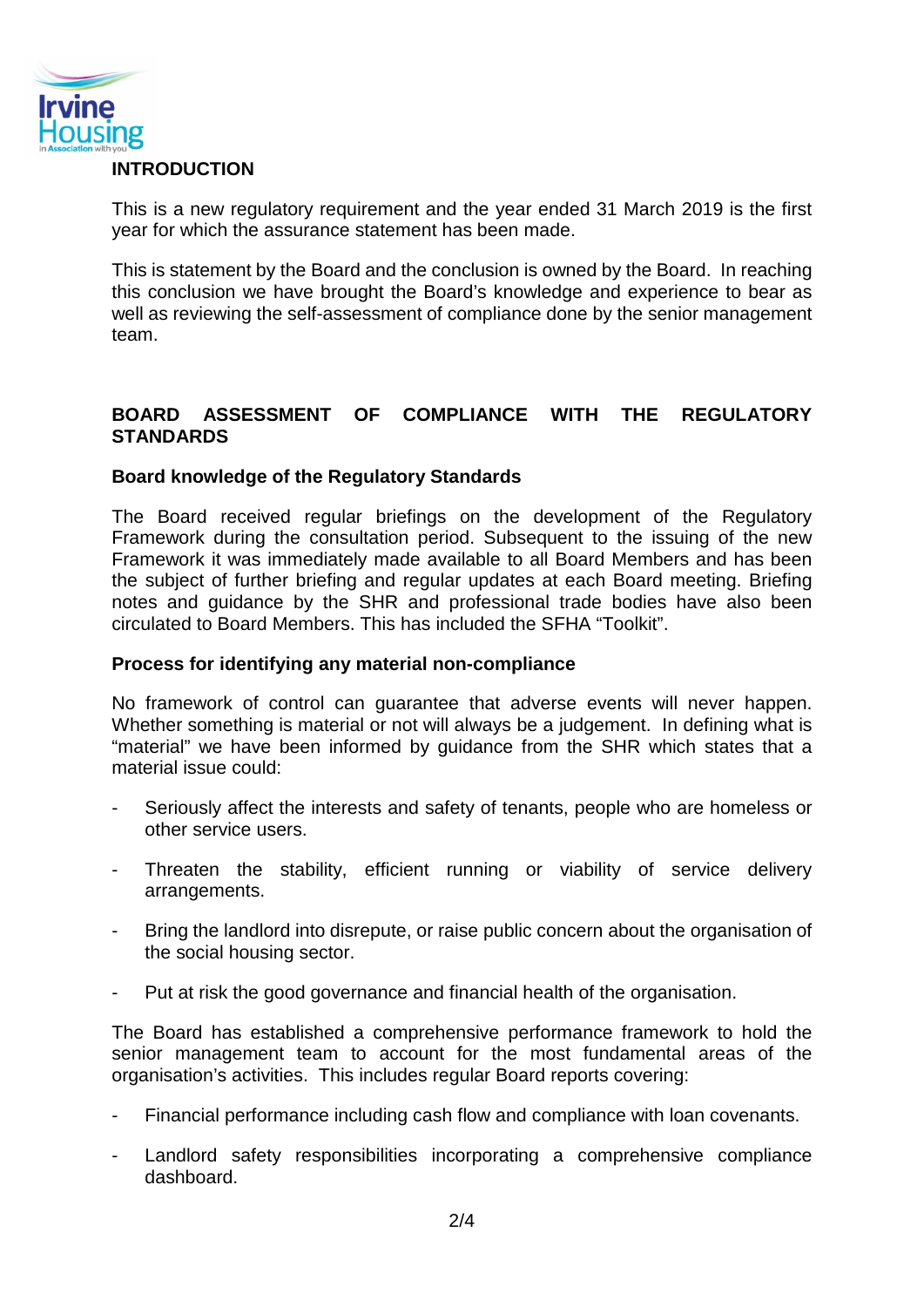## INTRODUCTION

This is a new regulatory requirement and the year ended 31 March 2019 is the first year for which the assurance statement has been made.

This is statement by the Board and the conclusion is owned by the Board. In reaching this conclusion we have brought the Board's knowledge and experience to bear as well as reviewing the self-assessment of compliance done by the senior management team.

## BOARD ASSESSMENT OF COMPLIANCE WITH THE REGULATORY STANDARDS

### Board knowledge of the Regulatory Standards

The Board received regular briefings on the development of the Regulatory Framework during the consultation period. Subsequent to the issuing of the new Framework it was immediately made available to all Board Members and has been the subject of further briefing and regular updates at each Board meeting. Briefing notes and guidance by the SHR and professional trade bodies have also been circulated to Board Members. This has included the SFHA "Toolkit".

### Process for identifying any material non-compliance

No framework of control can guarantee that adverse events will never happen. Whether something is material or not will always be a judgement. In defining what is "material" we have been informed by guidance from the SHR which states that a material issue could:

- Seriously affect the interests and safety of tenants, people who are homeless or other service users.
- Threaten the stability, efficient running or viability of service delivery arrangements.
- Bring the landlord into disrepute, or raise public concern about the organisation of the social housing sector.
- Put at risk the good governance and financial health of the organisation.

The Board has established a comprehensive performance framework to hold the senior management team to account for the most fundamental areas of the organisation's activities. This includes regular Board reports covering:

- Financial performance including cash flow and compliance with loan covenants.
- Landlord safety responsibilities incorporating a comprehensive compliance dashboard.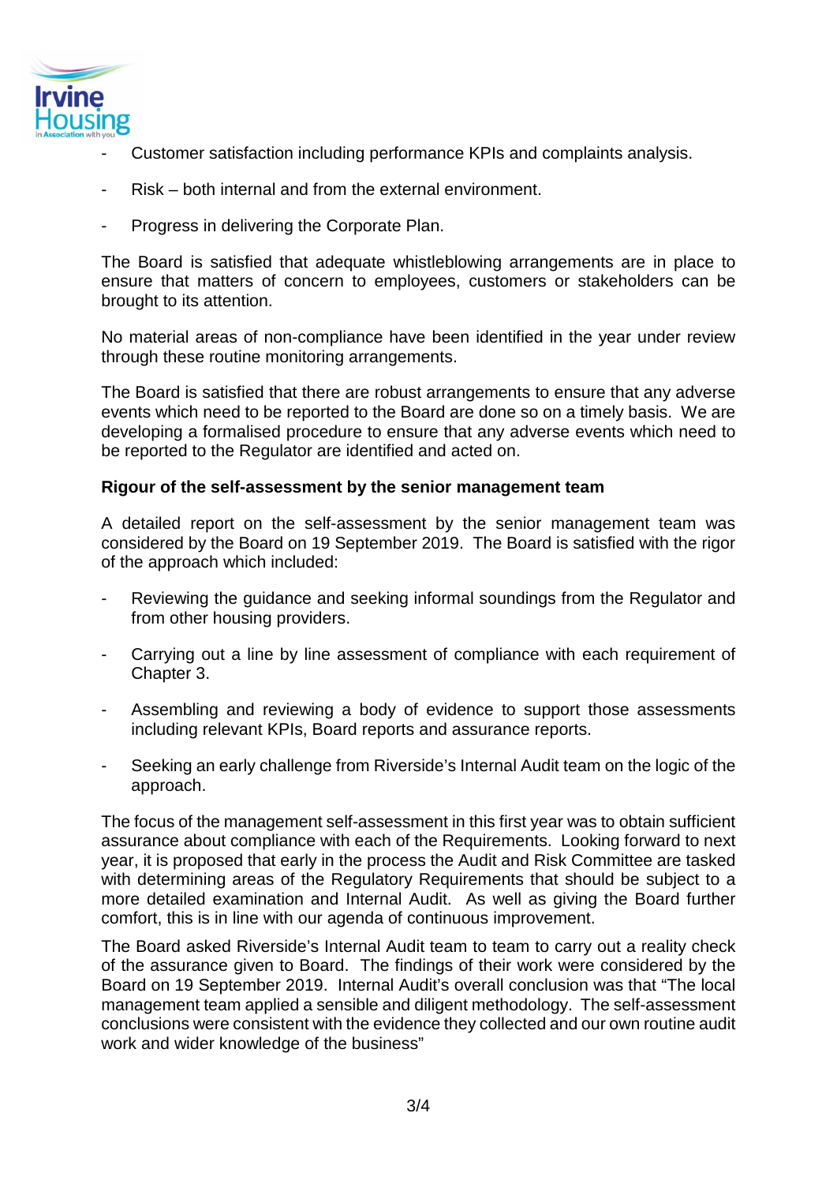- Customer satisfaction including performance KPIs and complaints analysis.
- Risk – both internal and from the external environment.
- Progress in delivering the Corporate Plan.

The Board is satisfied that adequate whistleblowing arrangements are in place to ensure that matters of concern to employees, customers or stakeholders can be brought to its attention.

No material areas of non-compliance have been identified in the year under review through these routine monitoring arrangements.

The Board is satisfied that there are robust arrangements to ensure that any adverse events which need to be reported to the Board are done so on a timely basis. We are developing a formalised procedure to ensure that any adverse events which need to be reported to the Regulator are identified and acted on.

**Rigour of the self-assessment by the senior management team**

A detailed report on the self-assessment by the senior management team was considered by the Board on 19 September 2019. The Board is satisfied with the rigor of the approach which included:

- Reviewing the guidance and seeking informal soundings from the Regulator and from other housing providers.
- Carrying out a line by line assessment of compliance with each requirement of Chapter 3.
- Assembling and reviewing a body of evidence to support those assessments including relevant KPIs, Board reports and assurance reports.
- Seeking an early challenge from Riverside's Internal Audit team on the logic of the approach.

The focus of the management self-assessment in this first year was to obtain sufficient assurance about compliance with each of the Requirements. Looking forward to next year, it is proposed that early in the process the Audit and Risk Committee are tasked with determining areas of the Regulatory Requirements that should be subject to a more detailed examination and Internal Audit. As well as giving the Board further comfort, this is in line with our agenda of continuous improvement.

The Board asked Riverside's Internal Audit team to team to carry out a reality check of the assurance given to Board. The findings of their work were considered by the Board on 19 September 2019. Internal Audit's overall conclusion was that "The local management team applied a sensible and diligent methodology. The self-assessment conclusions were consistent with the evidence they collected and our own routine audit work and wider knowledge of the business"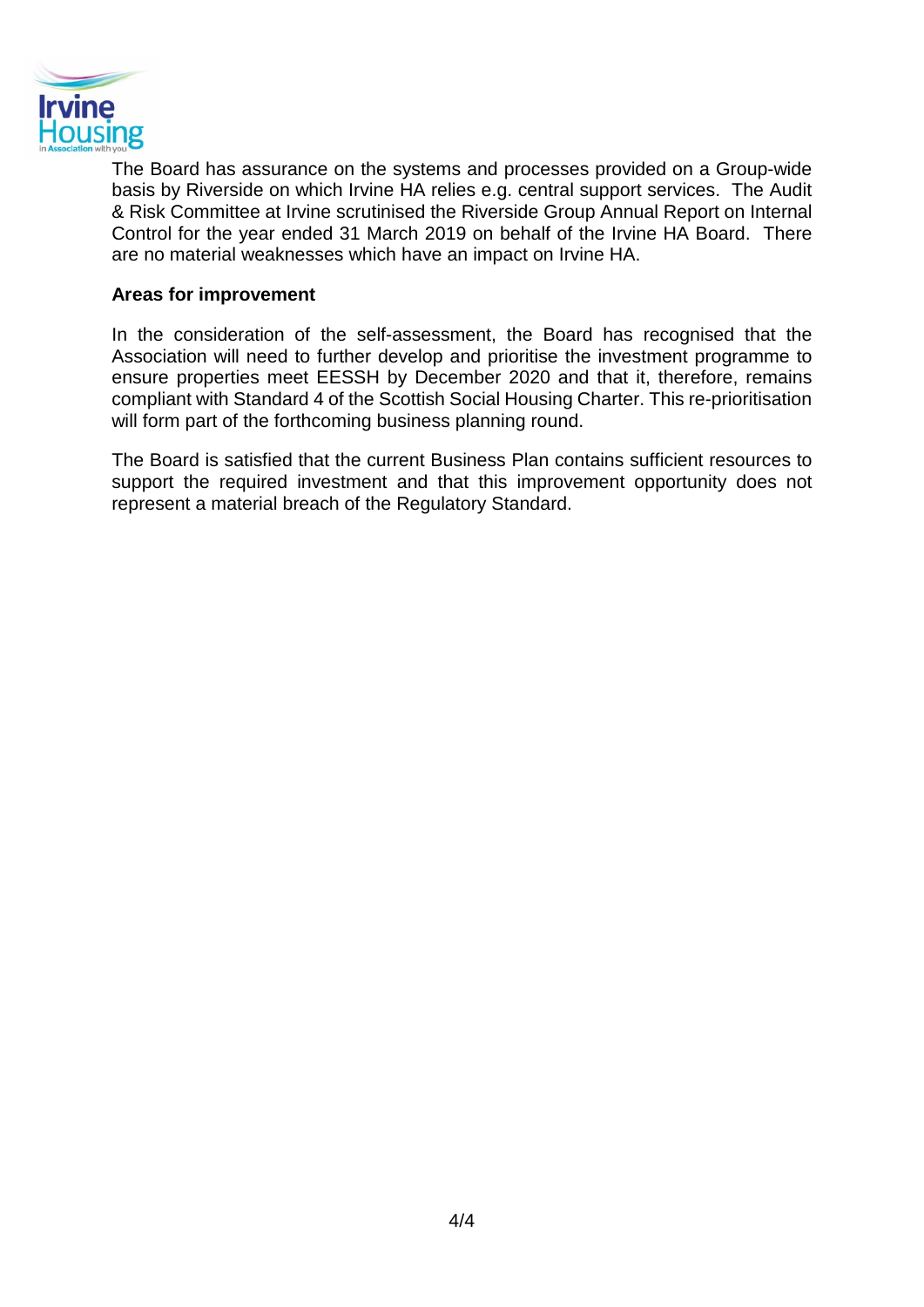The Board has assurance on the systems and processes provided on a Group-wide basis by Riverside on which Irvine HA relies e.g. central support services. The Audit & Risk Committee at Irvine scrutinised the Riverside Group Annual Report on Internal Control for the year ended 31 March 2019 on behalf of the Irvine HA Board. There are no material weaknesses which have an impact on Irvine HA.

**Areas for improvement**

In the consideration of the self-assessment, the Board has recognised that the Association will need to further develop and prioritise the investment programme to ensure properties meet EESSH by December 2020 and that it, therefore, remains compliant with Standard 4 of the Scottish Social Housing Charter. This re-prioritisation will form part of the forthcoming business planning round.

The Board is satisfied that the current Business Plan contains sufficient resources to support the required investment and that this improvement opportunity does not represent a material breach of the Regulatory Standard.